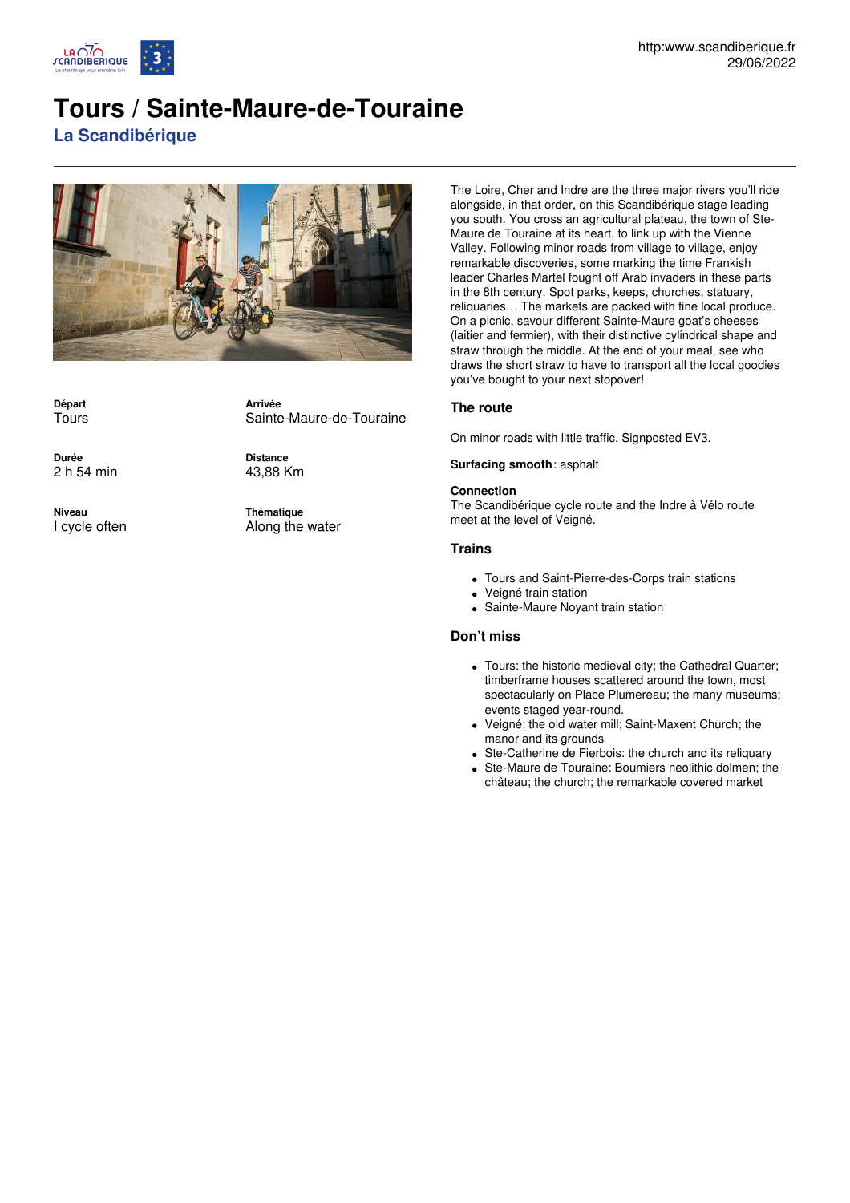# Tours / Sainte-Maure-de-Touraine

## La Scandibérique

**Départ**
Tours

**Arrivée**
Sainte-Maure-de-Touraine

**Durée**
2 h 54 min

**Distance**
43,88 Km

**Niveau**
I cycle often

**Thématique**
Along the water

The Loire, Cher and Indre are the three major rivers you'll ride alongside, in that order, on this Scandibérique stage leading you south. You cross an agricultural plateau, the town of Ste-Maure de Touraine at its heart, to link up with the Vienne Valley. Following minor roads from village to village, enjoy remarkable discoveries, some marking the time Frankish leader Charles Martel fought off Arab invaders in these parts in the 8th century. Spot parks, keeps, churches, statuary, reliquaries… The markets are packed with fine local produce. On a picnic, savour different Sainte-Maure goat's cheeses (laitier and fermier), with their distinctive cylindrical shape and straw through the middle. At the end of your meal, see who draws the short straw to have to transport all the local goodies you've bought to your next stopover!

### The route

On minor roads with little traffic. Signposted EV3.

**Surfacing smooth**: asphalt

**Connection**
The Scandibérique cycle route and the Indre à Vélo route meet at the level of Veigné.

### Trains

- Tours and Saint-Pierre-des-Corps train stations
- Veigné train station
- Sainte-Maure Noyant train station

### Don't miss

- Tours: the historic medieval city; the Cathedral Quarter; timberframe houses scattered around the town, most spectacularly on Place Plumereau; the many museums; events staged year-round.
- Veigné: the old water mill; Saint-Maxent Church; the manor and its grounds
- Ste-Catherine de Fierbois: the church and its reliquary
- Ste-Maure de Touraine: Boumiers neolithic dolmen; the château; the church; the remarkable covered market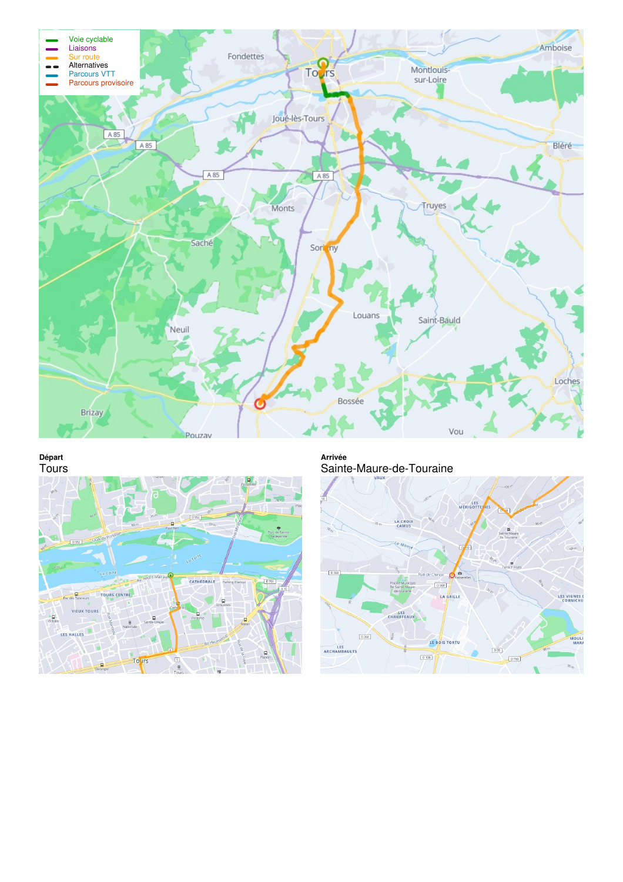Voie cyclable
Liaisons
Sur route
Alternatives
Parcours VTT
Parcours provisoire

Fondettes
Tours
Montlouis-sur-Loire
Amboise
Joué-lès-Tours
A 85
A 85
A 85
A 85
Bléré
Monts
Truyes
Saché
Sorigny
Louans
Saint-Bauld
Neuil
Loches
Bossée
Brizay
Pouzay
Vou

**Départ**

Tours

**Arrivée**

Sainte-Maure-de-Touraine